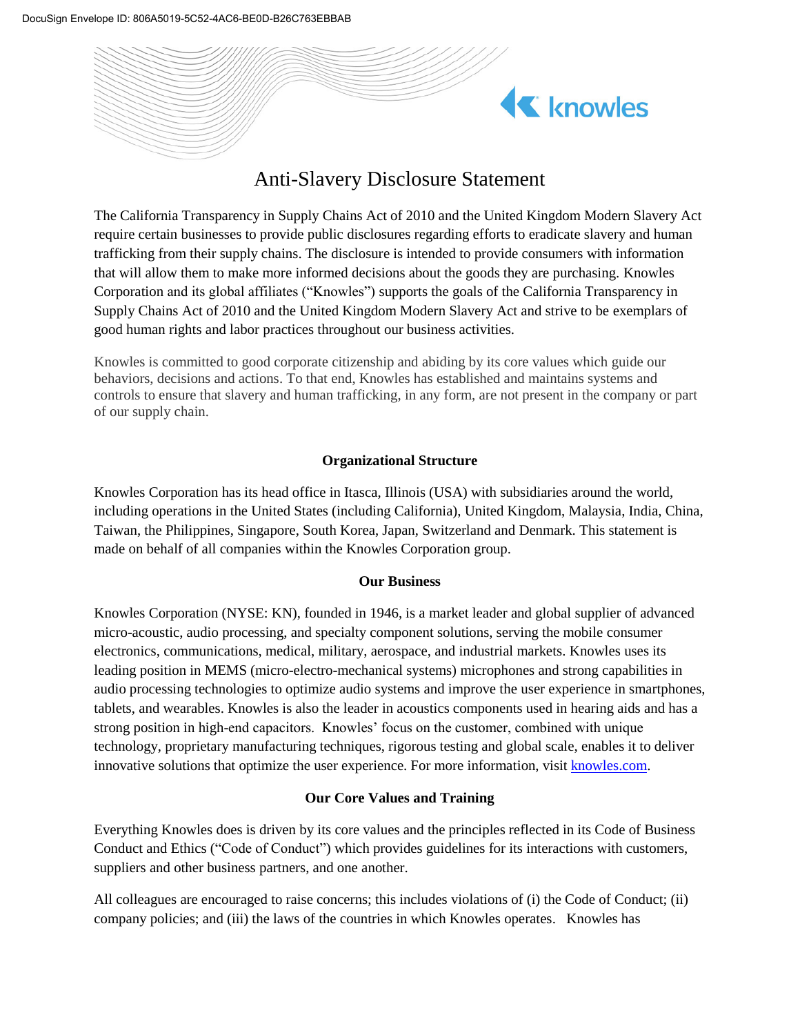# Anti-Slavery Disclosure Statement

The California Transparency in Supply Chains Act of 2010 and the United Kingdom Modern Slavery Act require certain businesses to provide public disclosures regarding efforts to eradicate slavery and human trafficking from their supply chains. The disclosure is intended to provide consumers with information that will allow them to make more informed decisions about the goods they are purchasing. Knowles Corporation and its global affiliates ("Knowles") supports the goals of the California Transparency in Supply Chains Act of 2010 and the United Kingdom Modern Slavery Act and strive to be exemplars of good human rights and labor practices throughout our business activities.

Knowles is committed to good corporate citizenship and abiding by its core values which guide our behaviors, decisions and actions. To that end, Knowles has established and maintains systems and controls to ensure that slavery and human trafficking, in any form, are not present in the company or part of our supply chain.

## Organizational Structure

Knowles Corporation has its head office in Itasca, Illinois (USA) with subsidiaries around the world, including operations in the United States (including California), United Kingdom, Malaysia, India, China, Taiwan, the Philippines, Singapore, South Korea, Japan, Switzerland and Denmark. This statement is made on behalf of all companies within the Knowles Corporation group.

## Our Business

Knowles Corporation (NYSE: KN), founded in 1946, is a market leader and global supplier of advanced micro-acoustic, audio processing, and specialty component solutions, serving the mobile consumer electronics, communications, medical, military, aerospace, and industrial markets. Knowles uses its leading position in MEMS (micro-electro-mechanical systems) microphones and strong capabilities in audio processing technologies to optimize audio systems and improve the user experience in smartphones, tablets, and wearables. Knowles is also the leader in acoustics components used in hearing aids and has a strong position in high-end capacitors. Knowles' focus on the customer, combined with unique technology, proprietary manufacturing techniques, rigorous testing and global scale, enables it to deliver innovative solutions that optimize the user experience. For more information, visit [knowles.com](knowles.com).

## Our Core Values and Training

Everything Knowles does is driven by its core values and the principles reflected in its Code of Business Conduct and Ethics ("Code of Conduct") which provides guidelines for its interactions with customers, suppliers and other business partners, and one another.

All colleagues are encouraged to raise concerns; this includes violations of (i) the Code of Conduct; (ii) company policies; and (iii) the laws of the countries in which Knowles operates. Knowles has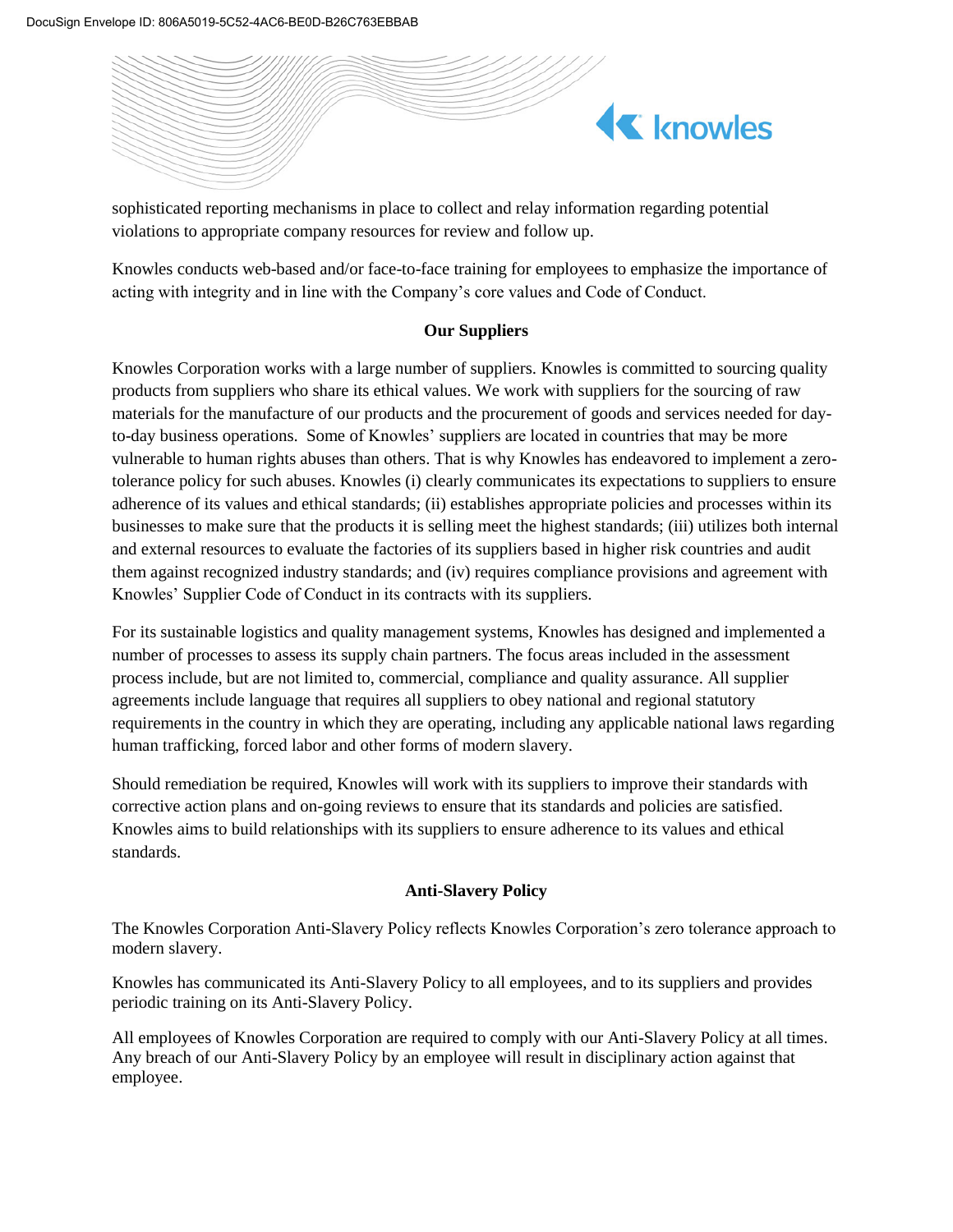sophisticated reporting mechanisms in place to collect and relay information regarding potential violations to appropriate company resources for review and follow up.

Knowles conducts web-based and/or face-to-face training for employees to emphasize the importance of acting with integrity and in line with the Company's core values and Code of Conduct.

## Our Suppliers

Knowles Corporation works with a large number of suppliers. Knowles is committed to sourcing quality products from suppliers who share its ethical values. We work with suppliers for the sourcing of raw materials for the manufacture of our products and the procurement of goods and services needed for day-to-day business operations. Some of Knowles' suppliers are located in countries that may be more vulnerable to human rights abuses than others. That is why Knowles has endeavored to implement a zero-tolerance policy for such abuses. Knowles (i) clearly communicates its expectations to suppliers to ensure adherence of its values and ethical standards; (ii) establishes appropriate policies and processes within its businesses to make sure that the products it is selling meet the highest standards; (iii) utilizes both internal and external resources to evaluate the factories of its suppliers based in higher risk countries and audit them against recognized industry standards; and (iv) requires compliance provisions and agreement with Knowles' Supplier Code of Conduct in its contracts with its suppliers.

For its sustainable logistics and quality management systems, Knowles has designed and implemented a number of processes to assess its supply chain partners. The focus areas included in the assessment process include, but are not limited to, commercial, compliance and quality assurance. All supplier agreements include language that requires all suppliers to obey national and regional statutory requirements in the country in which they are operating, including any applicable national laws regarding human trafficking, forced labor and other forms of modern slavery.

Should remediation be required, Knowles will work with its suppliers to improve their standards with corrective action plans and on-going reviews to ensure that its standards and policies are satisfied. Knowles aims to build relationships with its suppliers to ensure adherence to its values and ethical standards.

## Anti-Slavery Policy

The Knowles Corporation Anti-Slavery Policy reflects Knowles Corporation's zero tolerance approach to modern slavery.

Knowles has communicated its Anti-Slavery Policy to all employees, and to its suppliers and provides periodic training on its Anti-Slavery Policy.

All employees of Knowles Corporation are required to comply with our Anti-Slavery Policy at all times. Any breach of our Anti-Slavery Policy by an employee will result in disciplinary action against that employee.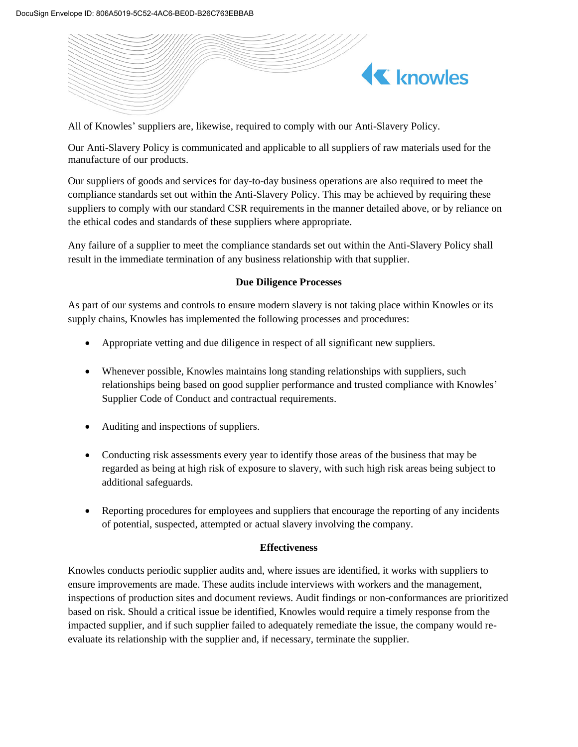All of Knowles' suppliers are, likewise, required to comply with our Anti-Slavery Policy.

Our Anti-Slavery Policy is communicated and applicable to all suppliers of raw materials used for the manufacture of our products.

Our suppliers of goods and services for day-to-day business operations are also required to meet the compliance standards set out within the Anti-Slavery Policy. This may be achieved by requiring these suppliers to comply with our standard CSR requirements in the manner detailed above, or by reliance on the ethical codes and standards of these suppliers where appropriate.

Any failure of a supplier to meet the compliance standards set out within the Anti-Slavery Policy shall result in the immediate termination of any business relationship with that supplier.

### Due Diligence Processes

As part of our systems and controls to ensure modern slavery is not taking place within Knowles or its supply chains, Knowles has implemented the following processes and procedures:

- Appropriate vetting and due diligence in respect of all significant new suppliers.
- Whenever possible, Knowles maintains long standing relationships with suppliers, such relationships being based on good supplier performance and trusted compliance with Knowles' Supplier Code of Conduct and contractual requirements.
- Auditing and inspections of suppliers.
- Conducting risk assessments every year to identify those areas of the business that may be regarded as being at high risk of exposure to slavery, with such high risk areas being subject to additional safeguards.
- Reporting procedures for employees and suppliers that encourage the reporting of any incidents of potential, suspected, attempted or actual slavery involving the company.

### Effectiveness

Knowles conducts periodic supplier audits and, where issues are identified, it works with suppliers to ensure improvements are made. These audits include interviews with workers and the management, inspections of production sites and document reviews. Audit findings or non-conformances are prioritized based on risk. Should a critical issue be identified, Knowles would require a timely response from the impacted supplier, and if such supplier failed to adequately remediate the issue, the company would re-evaluate its relationship with the supplier and, if necessary, terminate the supplier.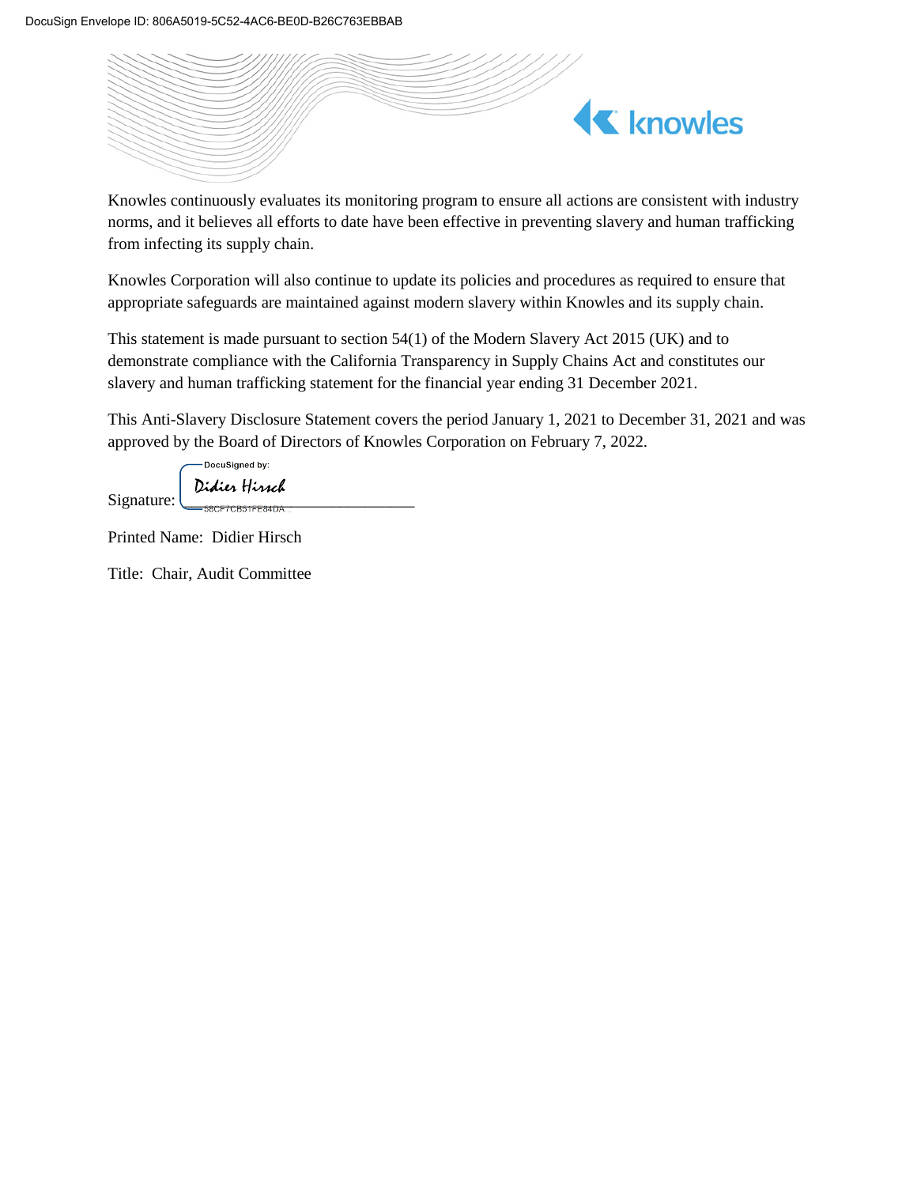Knowles continuously evaluates its monitoring program to ensure all actions are consistent with industry norms, and it believes all efforts to date have been effective in preventing slavery and human trafficking from infecting its supply chain.

Knowles Corporation will also continue to update its policies and procedures as required to ensure that appropriate safeguards are maintained against modern slavery within Knowles and its supply chain.

This statement is made pursuant to section 54(1) of the Modern Slavery Act 2015 (UK) and to demonstrate compliance with the California Transparency in Supply Chains Act and constitutes our slavery and human trafficking statement for the financial year ending 31 December 2021.

This Anti-Slavery Disclosure Statement covers the period January 1, 2021 to December 31, 2021 and was approved by the Board of Directors of Knowles Corporation on February 7, 2022.

Signature: DocuSigned by: Didier Hirsch 58CF7CB51FE84DA...

Printed Name: Didier Hirsch

Title: Chair, Audit Committee